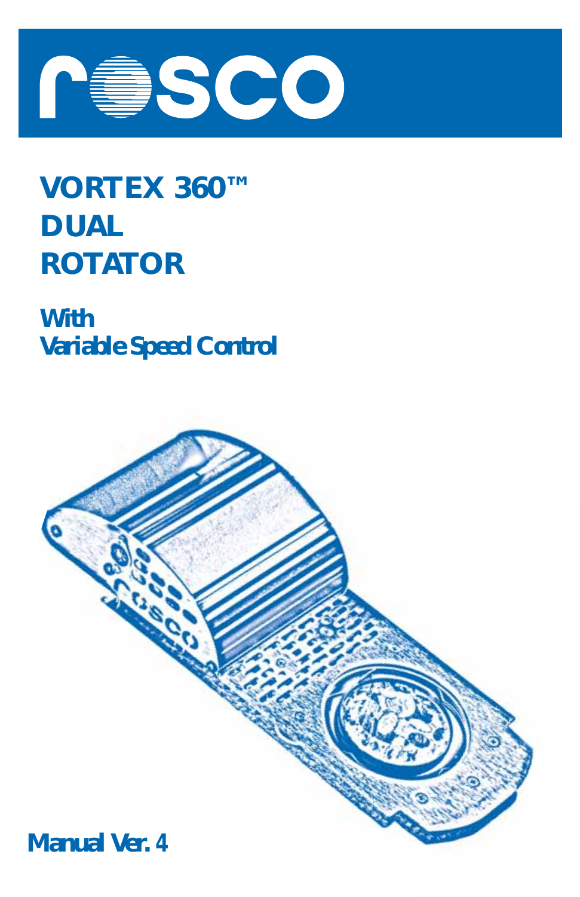rosco

# VORTEX 360™ DUAL ROTATOR

## With Variable Speed Control

Manual Ver. 4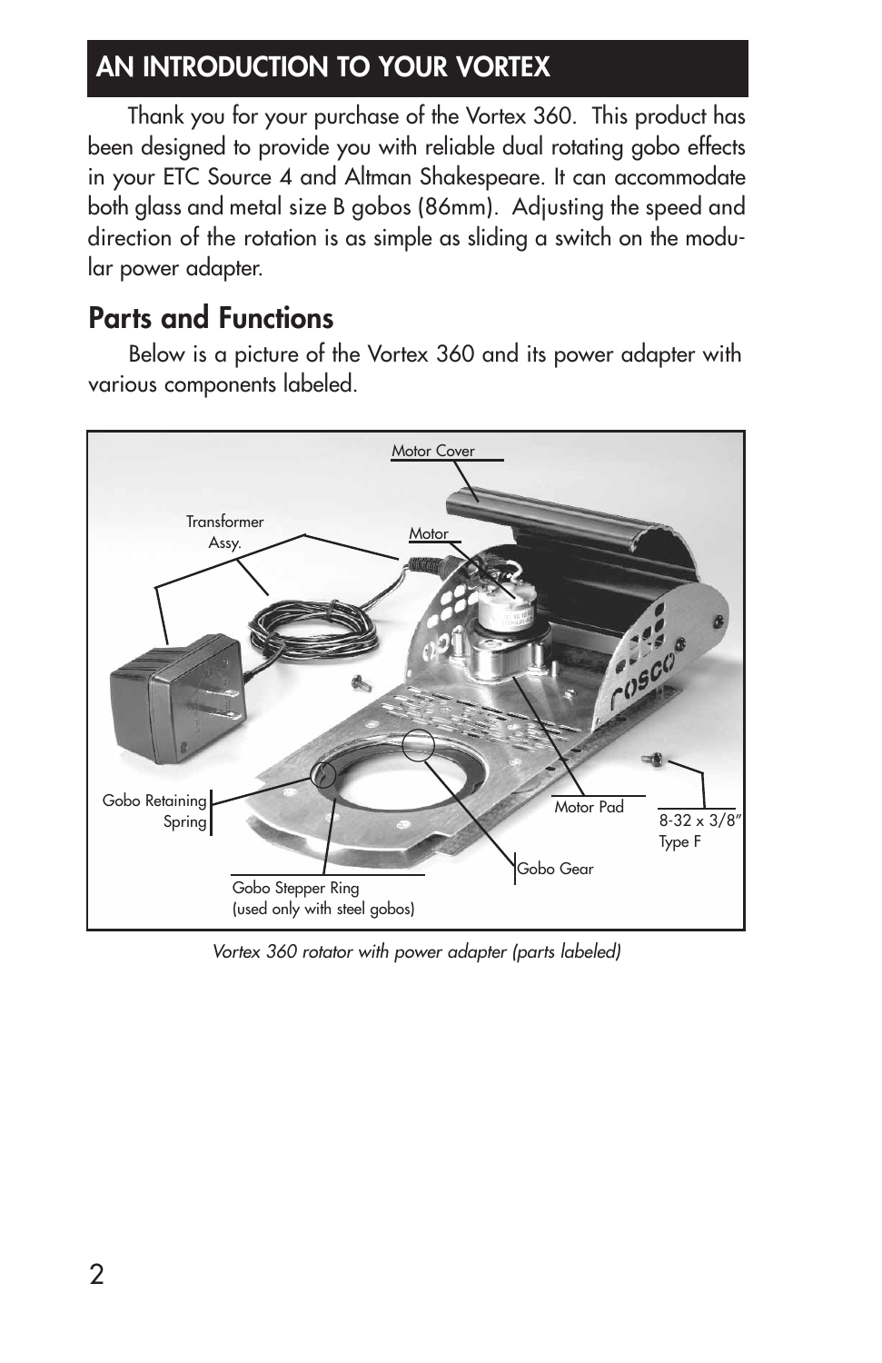## AN INTRODUCTION TO YOUR VORTEX

Thank you for your purchase of the Vortex 360. This product has been designed to provide you with reliable dual rotating gobo effects in your ETC Source 4 and Altman Shakespeare. It can accommodate both glass and metal size B gobos (86mm). Adjusting the speed and direction of the rotation is as simple as sliding a switch on the modular power adapter.

## Parts and Functions

Below is a picture of the Vortex 360 and its power adapter with various components labeled.

Motor Cover

Transformer Assy.

Motor

Gobo Retaining Spring

Motor Pad

8-32 x 3/8″ Type F

Gobo Gear

Gobo Stepper Ring (used only with steel gobos)

*Vortex 360 rotator with power adapter (parts labeled)*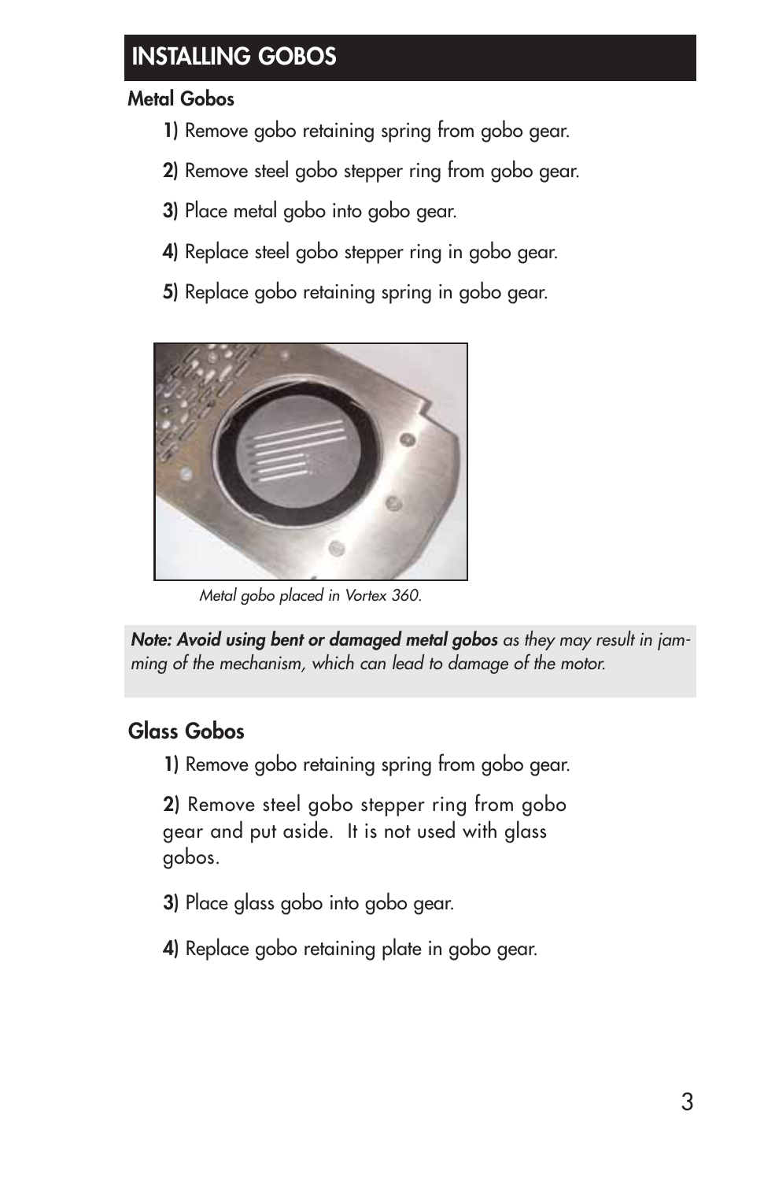## INSTALLING GOBOS

### Metal Gobos

**1)** Remove gobo retaining spring from gobo gear.

**2)** Remove steel gobo stepper ring from gobo gear.

**3)** Place metal gobo into gobo gear.

**4)** Replace steel gobo stepper ring in gobo gear.

**5)** Replace gobo retaining spring in gobo gear.

*Metal gobo placed in Vortex 360.*

***Note: Avoid using bent or damaged metal gobos*** *as they may result in jamming of the mechanism, which can lead to damage of the motor.*

### Glass Gobos

**1)** Remove gobo retaining spring from gobo gear.

**2)** Remove steel gobo stepper ring from gobo gear and put aside. It is not used with glass gobos.

**3)** Place glass gobo into gobo gear.

**4)** Replace gobo retaining plate in gobo gear.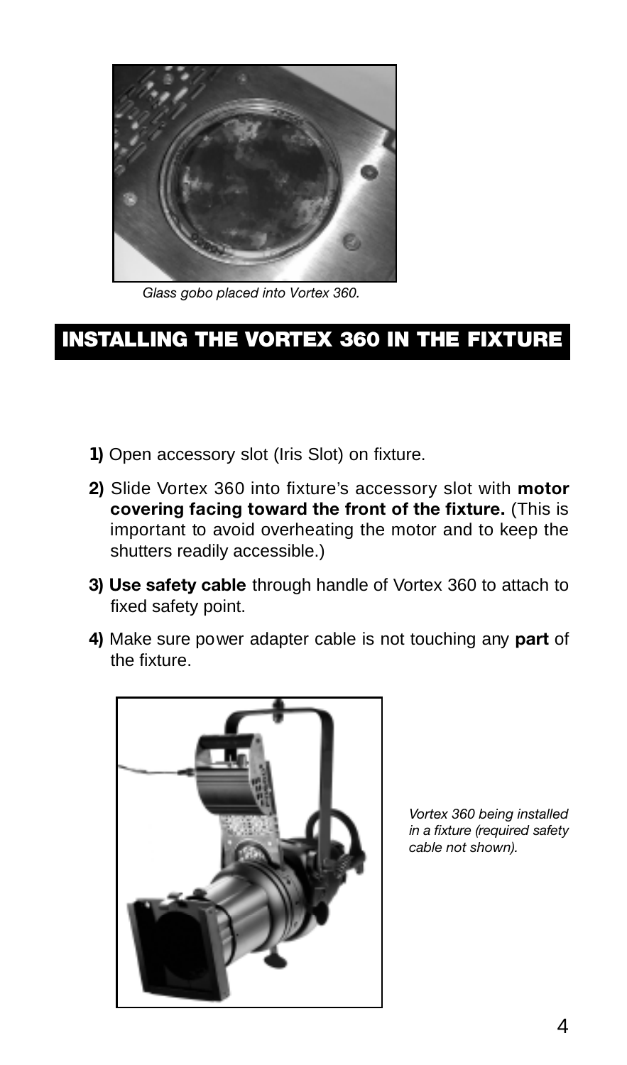*Glass gobo placed into Vortex 360.*

## INSTALLING THE VORTEX 360 IN THE FIXTURE

**1)** Open accessory slot (Iris Slot) on fixture.

**2)** Slide Vortex 360 into fixture's accessory slot with **motor covering facing toward the front of the fixture.** (This is important to avoid overheating the motor and to keep the shutters readily accessible.)

**3) Use safety cable** through handle of Vortex 360 to attach to fixed safety point.

**4)** Make sure power adapter cable is not touching any **part** of the fixture.

*Vortex 360 being installed in a fixture (required safety cable not shown).*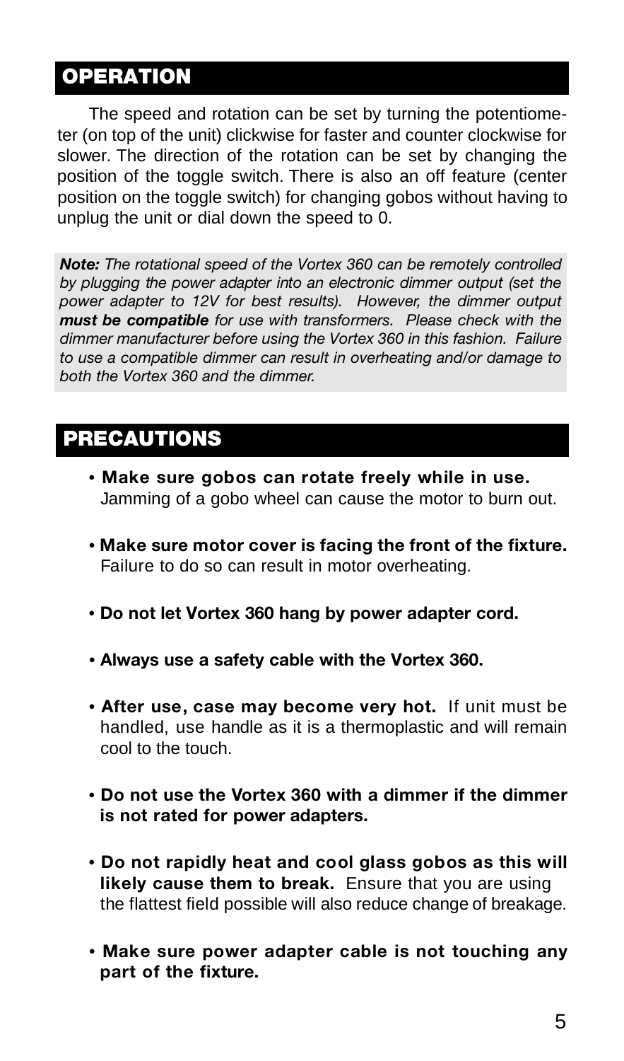## OPERATION

The speed and rotation can be set by turning the potentiometer (on top of the unit) clickwise for faster and counter clockwise for slower. The direction of the rotation can be set by changing the position of the toggle switch. There is also an off feature (center position on the toggle switch) for changing gobos without having to unplug the unit or dial down the speed to 0.

***Note:*** *The rotational speed of the Vortex 360 can be remotely controlled by plugging the power adapter into an electronic dimmer output (set the power adapter to 12V for best results). However, the dimmer output* ***must be compatible*** *for use with transformers. Please check with the dimmer manufacturer before using the Vortex 360 in this fashion. Failure to use a compatible dimmer can result in overheating and/or damage to both the Vortex 360 and the dimmer.*

## PRECAUTIONS

- **Make sure gobos can rotate freely while in use.** Jamming of a gobo wheel can cause the motor to burn out.
- **Make sure motor cover is facing the front of the fixture.** Failure to do so can result in motor overheating.
- **Do not let Vortex 360 hang by power adapter cord.**
- **Always use a safety cable with the Vortex 360.**
- **After use, case may become very hot.** If unit must be handled, use handle as it is a thermoplastic and will remain cool to the touch.
- **Do not use the Vortex 360 with a dimmer if the dimmer is not rated for power adapters.**
- **Do not rapidly heat and cool glass gobos as this will likely cause them to break.** Ensure that you are using the flattest field possible will also reduce change of breakage.
- **Make sure power adapter cable is not touching any part of the fixture.**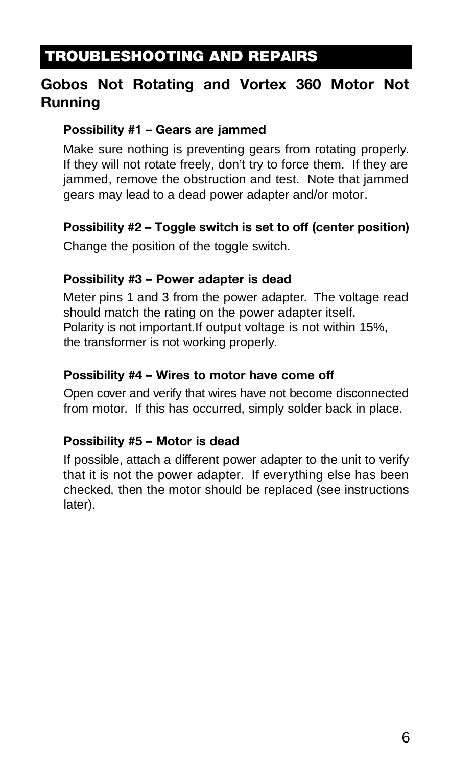# TROUBLESHOOTING AND REPAIRS

## Gobos Not Rotating and Vortex 360 Motor Not Running

### Possibility #1 – Gears are jammed

Make sure nothing is preventing gears from rotating properly. If they will not rotate freely, don't try to force them. If they are jammed, remove the obstruction and test. Note that jammed gears may lead to a dead power adapter and/or motor.

### Possibility #2 – Toggle switch is set to off (center position)

Change the position of the toggle switch.

### Possibility #3 – Power adapter is dead

Meter pins 1 and 3 from the power adapter. The voltage read should match the rating on the power adapter itself. Polarity is not important.If output voltage is not within 15%, the transformer is not working properly.

### Possibility #4 – Wires to motor have come off

Open cover and verify that wires have not become disconnected from motor. If this has occurred, simply solder back in place.

### Possibility #5 – Motor is dead

If possible, attach a different power adapter to the unit to verify that it is not the power adapter. If everything else has been checked, then the motor should be replaced (see instructions later).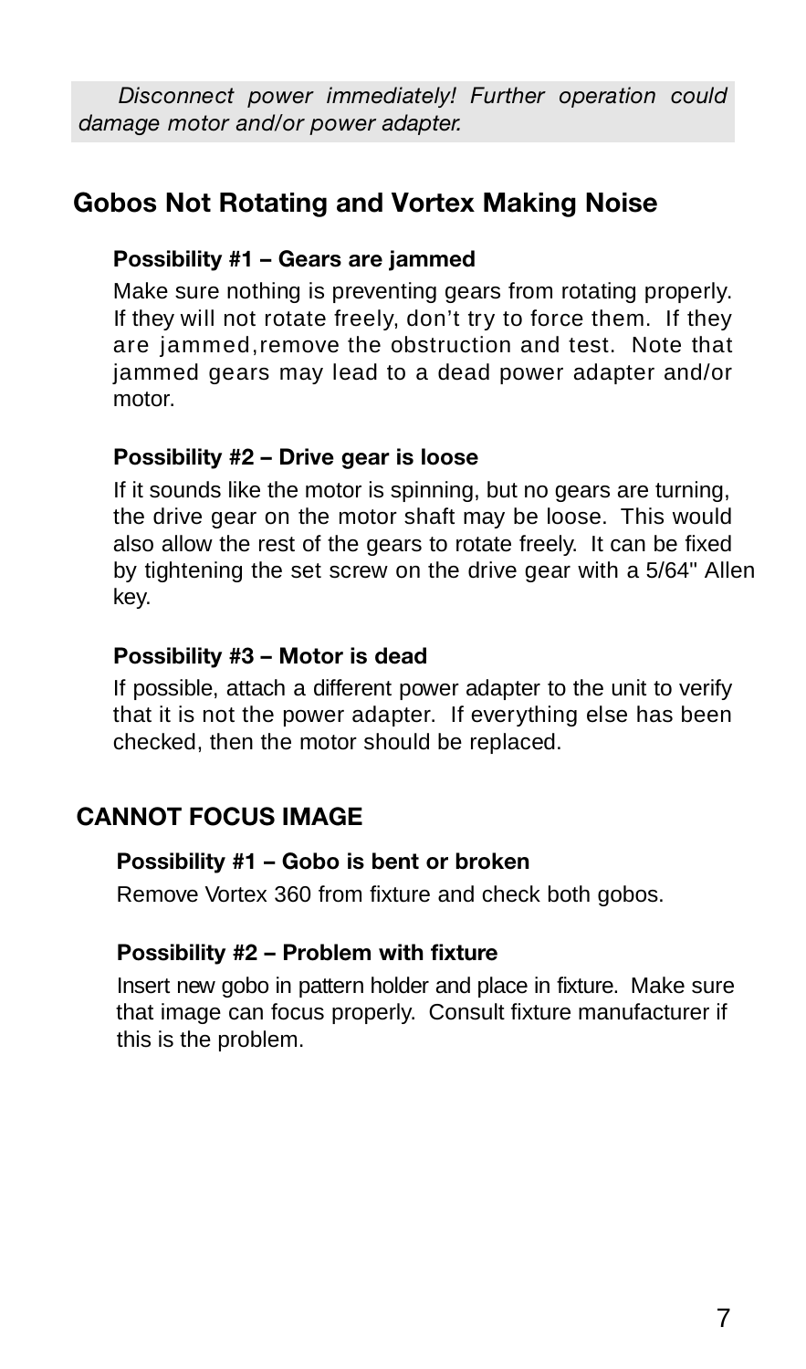*Disconnect power immediately! Further operation could damage motor and/or power adapter.*

## Gobos Not Rotating and Vortex Making Noise

### Possibility #1 – Gears are jammed

Make sure nothing is preventing gears from rotating properly. If they will not rotate freely, don't try to force them. If they are jammed,remove the obstruction and test. Note that jammed gears may lead to a dead power adapter and/or motor.

### Possibility #2 – Drive gear is loose

If it sounds like the motor is spinning, but no gears are turning, the drive gear on the motor shaft may be loose. This would also allow the rest of the gears to rotate freely. It can be fixed by tightening the set screw on the drive gear with a 5/64" Allen key.

### Possibility #3 – Motor is dead

If possible, attach a different power adapter to the unit to verify that it is not the power adapter. If everything else has been checked, then the motor should be replaced.

## CANNOT FOCUS IMAGE

### Possibility #1 – Gobo is bent or broken

Remove Vortex 360 from fixture and check both gobos.

### Possibility #2 – Problem with fixture

Insert new gobo in pattern holder and place in fixture. Make sure that image can focus properly. Consult fixture manufacturer if this is the problem.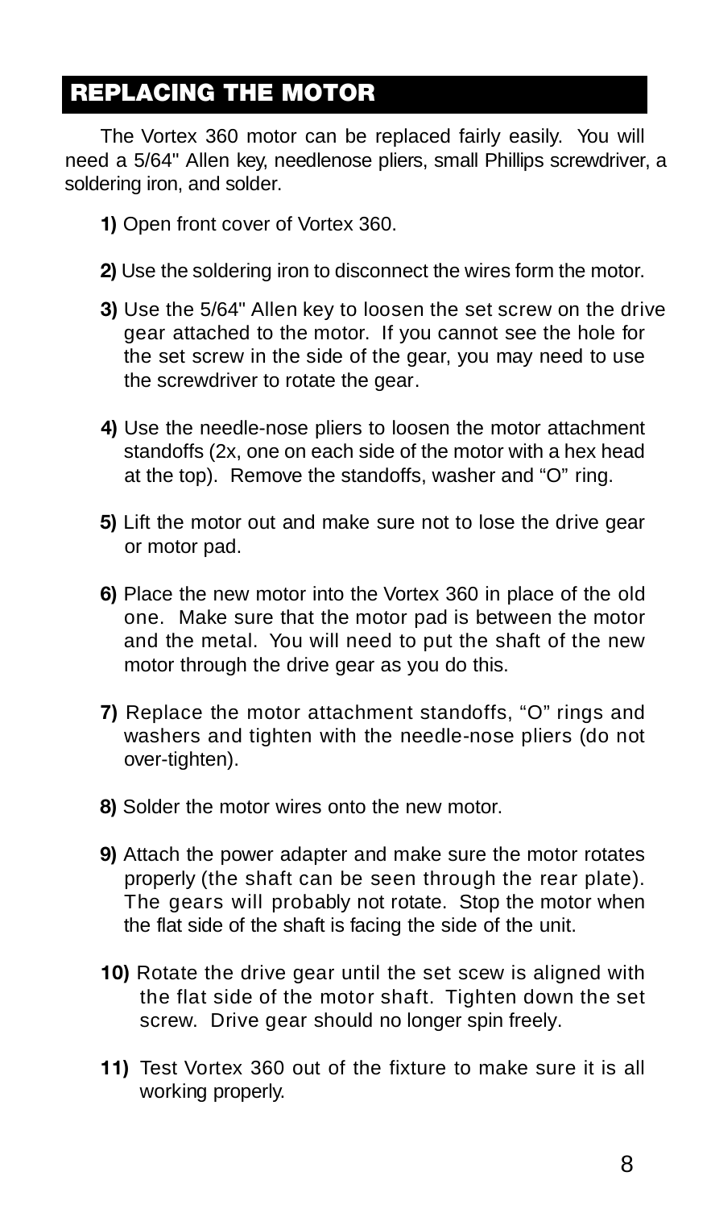## REPLACING THE MOTOR

The Vortex 360 motor can be replaced fairly easily. You will need a 5/64" Allen key, needlenose pliers, small Phillips screwdriver, a soldering iron, and solder.

**1)** Open front cover of Vortex 360.

**2)** Use the soldering iron to disconnect the wires form the motor.

**3)** Use the 5/64" Allen key to loosen the set screw on the drive gear attached to the motor. If you cannot see the hole for the set screw in the side of the gear, you may need to use the screwdriver to rotate the gear.

**4)** Use the needle-nose pliers to loosen the motor attachment standoffs (2x, one on each side of the motor with a hex head at the top). Remove the standoffs, washer and “O” ring.

**5)** Lift the motor out and make sure not to lose the drive gear or motor pad.

**6)** Place the new motor into the Vortex 360 in place of the old one. Make sure that the motor pad is between the motor and the metal. You will need to put the shaft of the new motor through the drive gear as you do this.

**7)** Replace the motor attachment standoffs, “O” rings and washers and tighten with the needle-nose pliers (do not over-tighten).

**8)** Solder the motor wires onto the new motor.

**9)** Attach the power adapter and make sure the motor rotates properly (the shaft can be seen through the rear plate). The gears will probably not rotate. Stop the motor when the flat side of the shaft is facing the side of the unit.

**10)** Rotate the drive gear until the set scew is aligned with the flat side of the motor shaft. Tighten down the set screw. Drive gear should no longer spin freely.

**11)** Test Vortex 360 out of the fixture to make sure it is all working properly.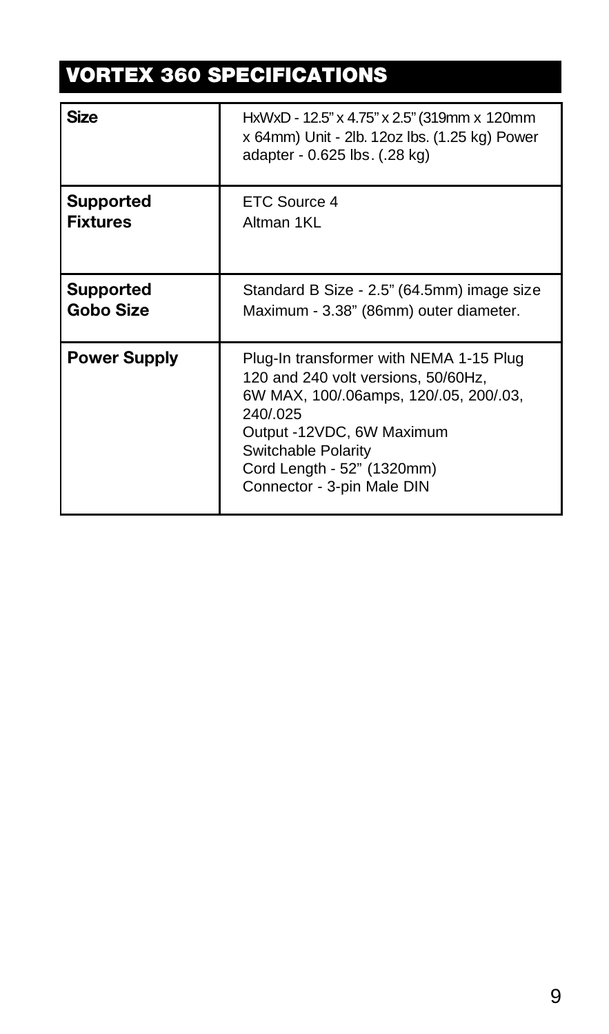# VORTEX 360 SPECIFICATIONS

| | |
|---|---|
| **Size** | HxWxD - 12.5" x 4.75" x 2.5" (319mm x 120mm x 64mm) Unit - 2lb. 12oz lbs. (1.25 kg) Power adapter - 0.625 lbs. (.28 kg) |
| **Supported Fixtures** | ETC Source 4<br>Altman 1KL |
| **Supported Gobo Size** | Standard B Size - 2.5" (64.5mm) image size<br>Maximum - 3.38" (86mm) outer diameter. |
| **Power Supply** | Plug-In transformer with NEMA 1-15 Plug<br>120 and 240 volt versions, 50/60Hz,<br>6W MAX, 100/.06amps, 120/.05, 200/.03, 240/.025<br>Output -12VDC, 6W Maximum<br>Switchable Polarity<br>Cord Length - 52" (1320mm)<br>Connector - 3-pin Male DIN |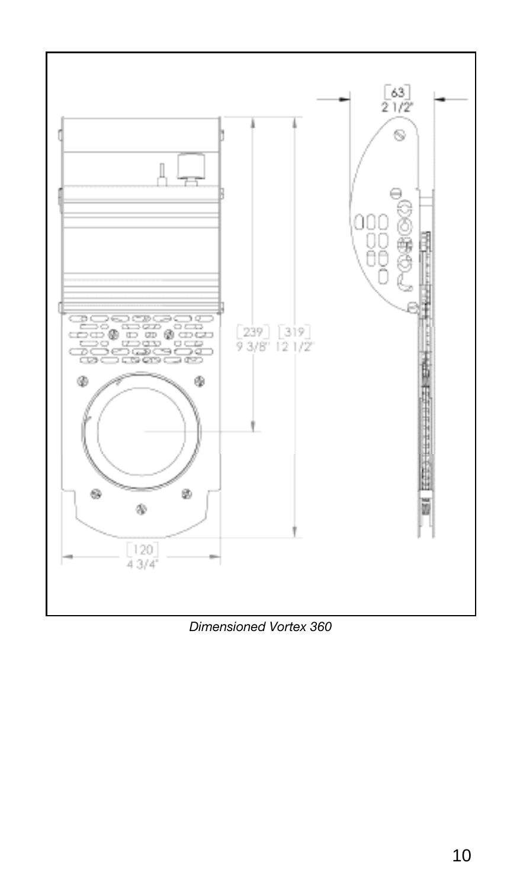*Dimensioned Vortex 360*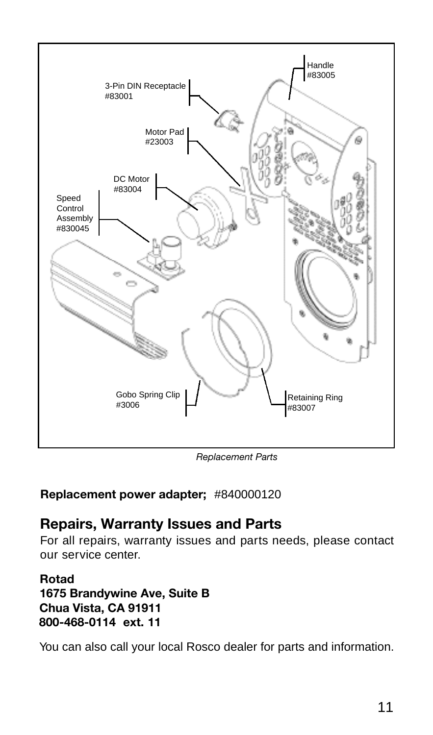Handle
#83005

3-Pin DIN Receptacle
#83001

Motor Pad
#23003

DC Motor
#83004

Speed Control Assembly
#830045

Gobo Spring Clip
#3006

Retaining Ring
#83007

*Replacement Parts*

**Replacement power adapter;** #840000120

## Repairs, Warranty Issues and Parts

For all repairs, warranty issues and parts needs, please contact our service center.

**Rotad**
**1675 Brandywine Ave, Suite B**
**Chua Vista, CA 91911**
**800-468-0114 ext. 11**

You can also call your local Rosco dealer for parts and information.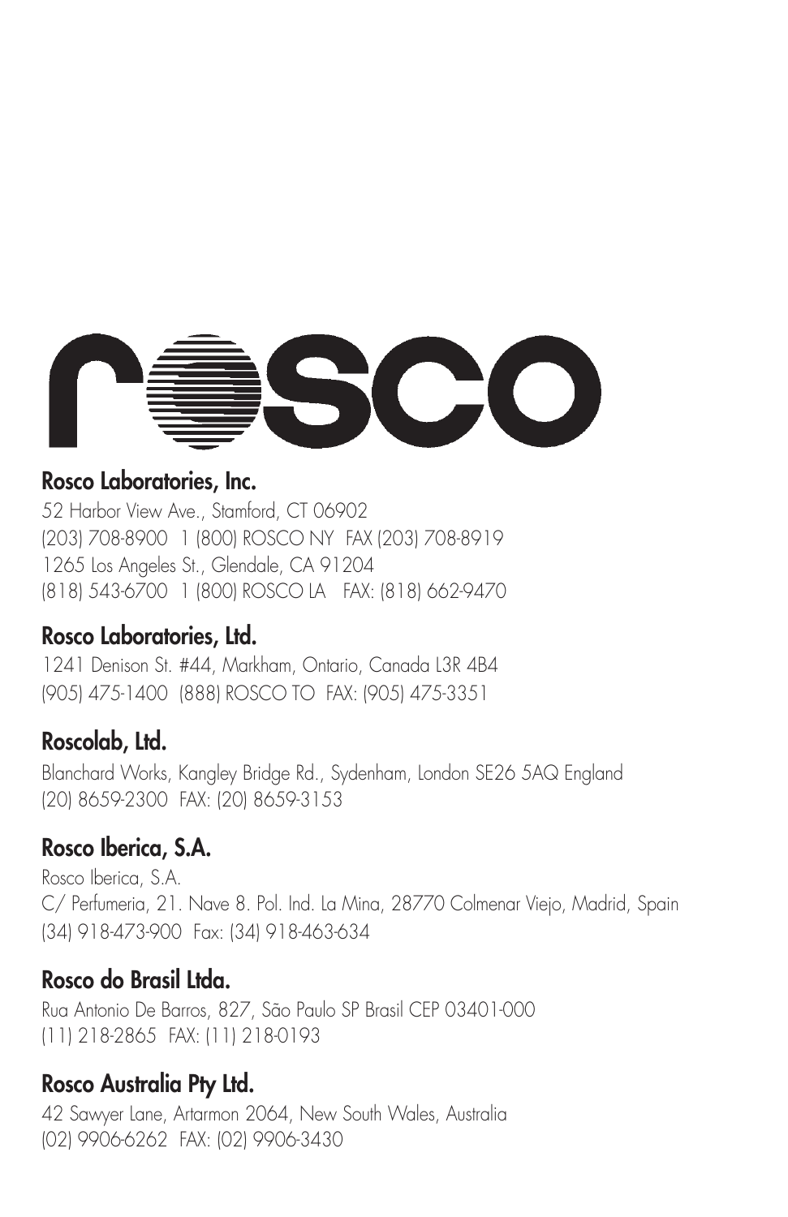rosco

**Rosco Laboratories, Inc.**
52 Harbor View Ave., Stamford, CT 06902
(203) 708-8900 1 (800) ROSCO NY FAX (203) 708-8919
1265 Los Angeles St., Glendale, CA 91204
(818) 543-6700 1 (800) ROSCO LA FAX: (818) 662-9470

**Rosco Laboratories, Ltd.**
1241 Denison St. #44, Markham, Ontario, Canada L3R 4B4
(905) 475-1400 (888) ROSCO TO FAX: (905) 475-3351

**Roscolab, Ltd.**
Blanchard Works, Kangley Bridge Rd., Sydenham, London SE26 5AQ England
(20) 8659-2300 FAX: (20) 8659-3153

**Rosco Iberica, S.A.**
Rosco Iberica, S.A.
C/ Perfumeria, 21. Nave 8. Pol. Ind. La Mina, 28770 Colmenar Viejo, Madrid, Spain
(34) 918-473-900 Fax: (34) 918-463-634

**Rosco do Brasil Ltda.**
Rua Antonio De Barros, 827, São Paulo SP Brasil CEP 03401-000
(11) 218-2865 FAX: (11) 218-0193

**Rosco Australia Pty Ltd.**
42 Sawyer Lane, Artarmon 2064, New South Wales, Australia
(02) 9906-6262 FAX: (02) 9906-3430